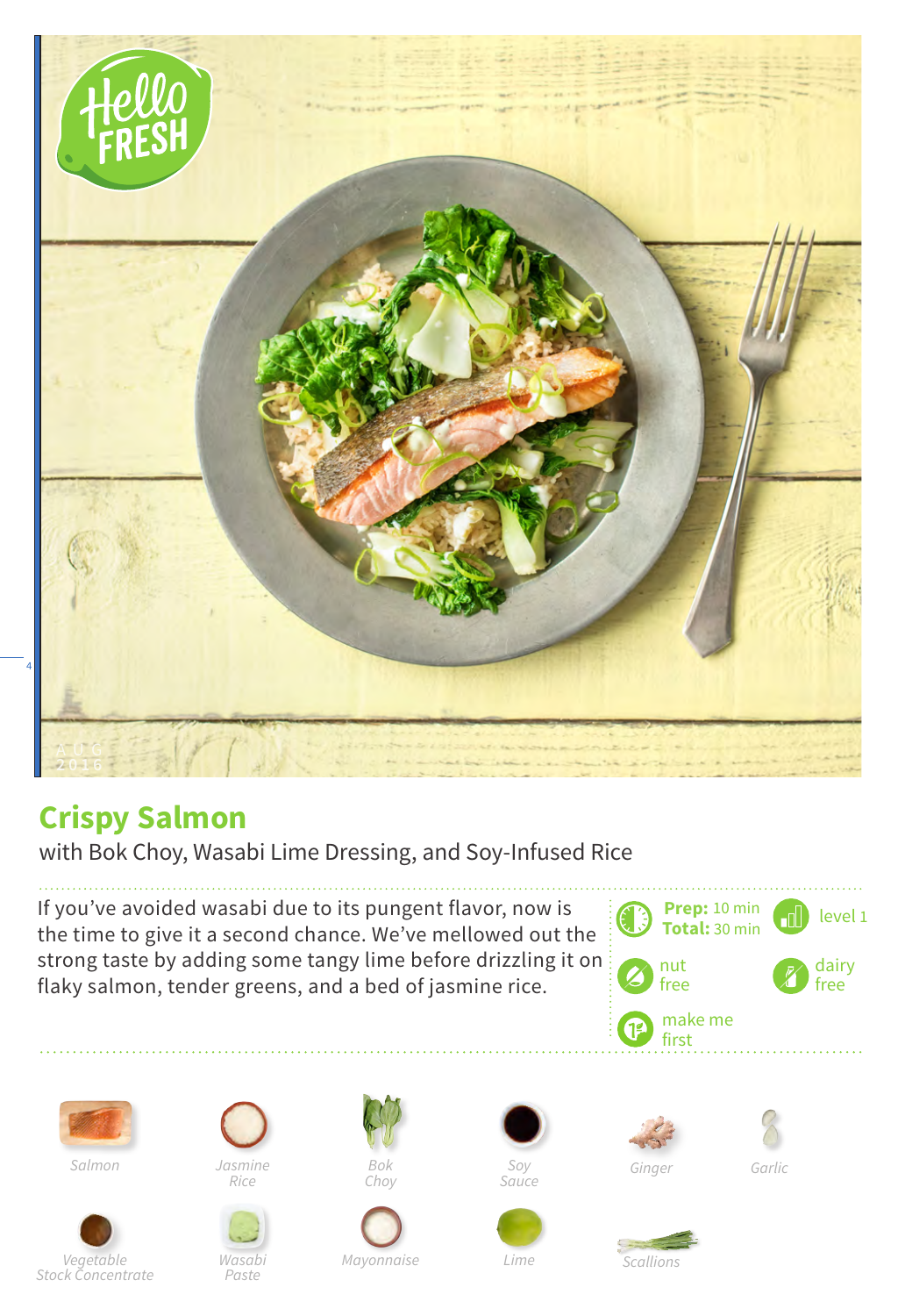# Crispy Salmon

with Bok Choy, Wasabi Lime Dressing, and Soy-Infused Rice

If you've avoided wasabi due to its pungent flavor, now is the time to give it a second chance. We've mellowed out the strong taste by adding some tangy lime before drizzling it on flaky salmon, tender greens, and a bed of jasmine rice.

**Prep:** 10 min
**Total:** 30 min

level 1

nut free

dairy free

make me first

*Salmon*

*Jasmine Rice*

*Bok Choy*

*Soy Sauce*

*Ginger*

*Garlic*

*Vegetable Stock Concentrate*

*Wasabi Paste*

*Mayonnaise*

*Lime*

*Scallions*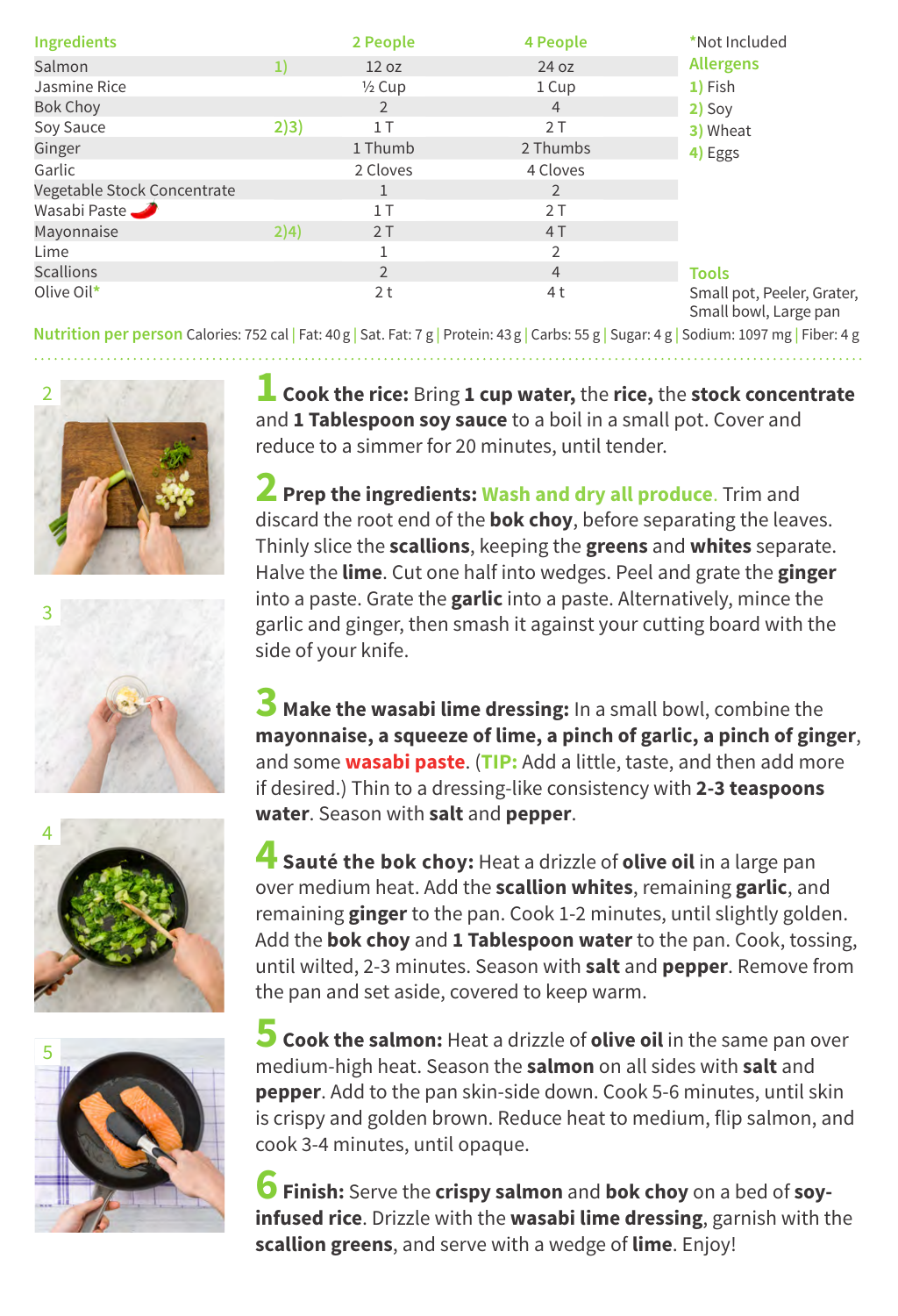| Ingredients | | 2 People | 4 People |
|---|---|---|---|
| Salmon | 1) | 12 oz | 24 oz |
| Jasmine Rice | | ½ Cup | 1 Cup |
| Bok Choy | | 2 | 4 |
| Soy Sauce | 2)3) | 1 T | 2 T |
| Ginger | | 1 Thumb | 2 Thumbs |
| Garlic | | 2 Cloves | 4 Cloves |
| Vegetable Stock Concentrate | | 1 | 2 |
| Wasabi Paste 🌶 | | 1 T | 2 T |
| Mayonnaise | 2)4) | 2 T | 4 T |
| Lime | | 1 | 2 |
| Scallions | | 2 | 4 |
| Olive Oil* | | 2 t | 4 t |

*Not Included

**Allergens**

1) Fish
2) Soy
3) Wheat
4) Eggs

**Tools**

Small pot, Peeler, Grater, Small bowl, Large pan

**Nutrition per person** Calories: 752 cal | Fat: 40 g | Sat. Fat: 7 g | Protein: 43 g | Carbs: 55 g | Sugar: 4 g | Sodium: 1097 mg | Fiber: 4 g

**1 Cook the rice:** Bring **1 cup water,** the **rice,** the **stock concentrate** and **1 Tablespoon soy sauce** to a boil in a small pot. Cover and reduce to a simmer for 20 minutes, until tender.

**2 Prep the ingredients:** Wash and dry all produce. Trim and discard the root end of the **bok choy**, before separating the leaves. Thinly slice the **scallions**, keeping the **greens** and **whites** separate. Halve the **lime**. Cut one half into wedges. Peel and grate the **ginger** into a paste. Grate the **garlic** into a paste. Alternatively, mince the garlic and ginger, then smash it against your cutting board with the side of your knife.

**3 Make the wasabi lime dressing:** In a small bowl, combine the **mayonnaise, a squeeze of lime, a pinch of garlic, a pinch of ginger**, and some **wasabi paste**. (**TIP:** Add a little, taste, and then add more if desired.) Thin to a dressing-like consistency with **2-3 teaspoons water**. Season with **salt** and **pepper**.

**4 Sauté the bok choy:** Heat a drizzle of **olive oil** in a large pan over medium heat. Add the **scallion whites**, remaining **garlic**, and remaining **ginger** to the pan. Cook 1-2 minutes, until slightly golden. Add the **bok choy** and **1 Tablespoon water** to the pan. Cook, tossing, until wilted, 2-3 minutes. Season with **salt** and **pepper**. Remove from the pan and set aside, covered to keep warm.

**5 Cook the salmon:** Heat a drizzle of **olive oil** in the same pan over medium-high heat. Season the **salmon** on all sides with **salt** and **pepper**. Add to the pan skin-side down. Cook 5-6 minutes, until skin is crispy and golden brown. Reduce heat to medium, flip salmon, and cook 3-4 minutes, until opaque.

**6 Finish:** Serve the **crispy salmon** and **bok choy** on a bed of **soy-infused rice**. Drizzle with the **wasabi lime dressing**, garnish with the **scallion greens**, and serve with a wedge of **lime**. Enjoy!